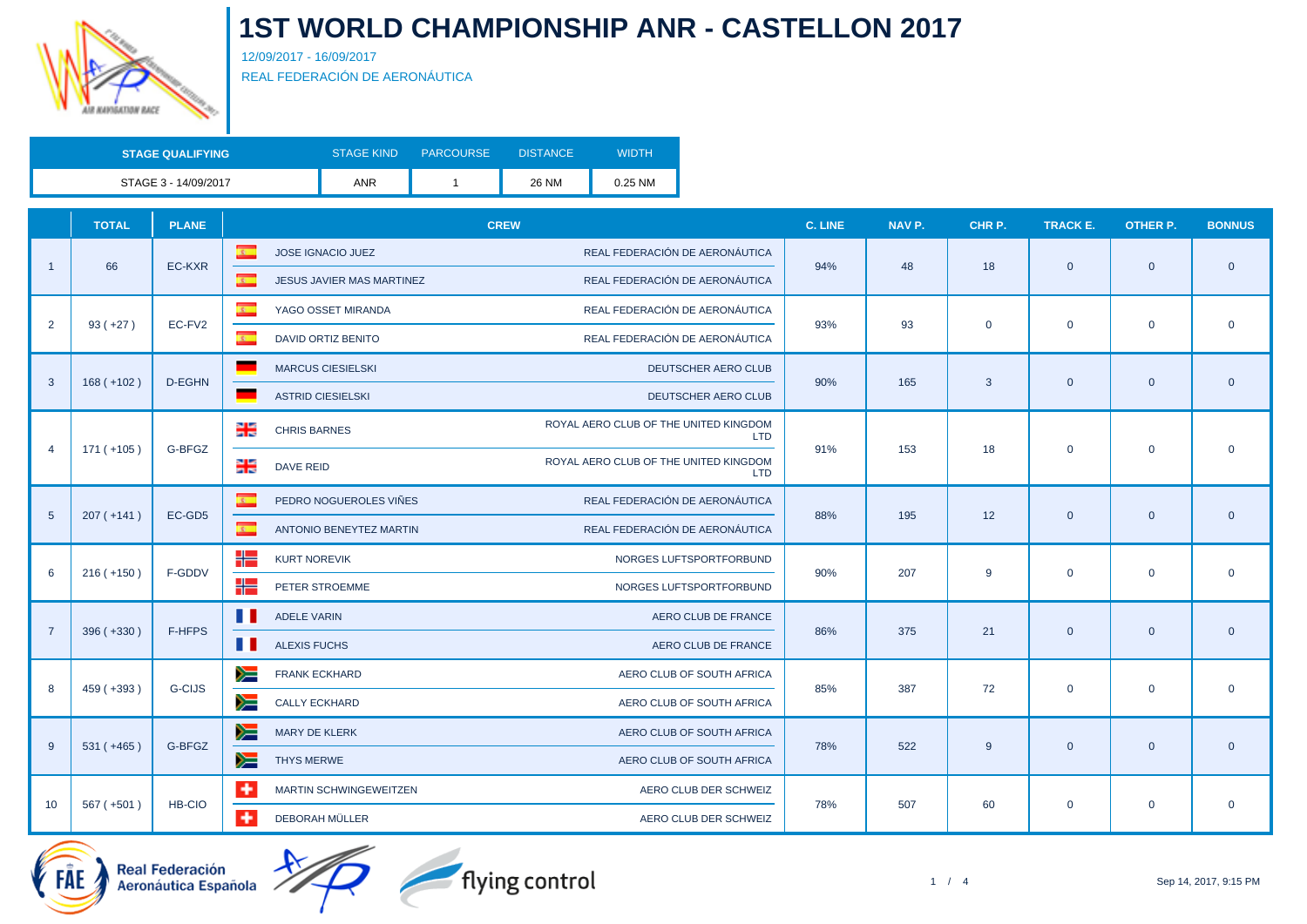# 1ST WORLD CHAMPIONSHIP ANR - CASTELLON 2017

12/09/2017 - 16/09/2017

REAL FEDERACIÓN DE AERONÁUTICA

| STAGE QUALIFYING | STAGE KIND | PARCOURSE | DISTANCE | WIDTH |
|---|---|---|---|---|
| STAGE 3 - 14/09/2017 | ANR | 1 | 26 NM | 0.25 NM |

| | TOTAL | PLANE | CREW | | C. LINE | NAV P. | CHR P. | TRACK E. | OTHER P. | BONNUS |
|---|---|---|---|---|---|---|---|---|---|---|
| 1 | 66 | EC-KXR | JOSE IGNACIO JUEZ | REAL FEDERACIÓN DE AERONÁUTICA | 94% | 48 | 18 | 0 | 0 | 0 |
| | | | JESUS JAVIER MAS MARTINEZ | REAL FEDERACIÓN DE AERONÁUTICA | | | | | | |
| 2 | 93 ( +27 ) | EC-FV2 | YAGO OSSET MIRANDA | REAL FEDERACIÓN DE AERONÁUTICA | 93% | 93 | 0 | 0 | 0 | 0 |
| | | | DAVID ORTIZ BENITO | REAL FEDERACIÓN DE AERONÁUTICA | | | | | | |
| 3 | 168 ( +102 ) | D-EGHN | MARCUS CIESIELSKI | DEUTSCHER AERO CLUB | 90% | 165 | 3 | 0 | 0 | 0 |
| | | | ASTRID CIESIELSKI | DEUTSCHER AERO CLUB | | | | | | |
| 4 | 171 ( +105 ) | G-BFGZ | CHRIS BARNES | ROYAL AERO CLUB OF THE UNITED KINGDOM LTD | 91% | 153 | 18 | 0 | 0 | 0 |
| | | | DAVE REID | ROYAL AERO CLUB OF THE UNITED KINGDOM LTD | | | | | | |
| 5 | 207 ( +141 ) | EC-GD5 | PEDRO NOGUEROLES VIÑES | REAL FEDERACIÓN DE AERONÁUTICA | 88% | 195 | 12 | 0 | 0 | 0 |
| | | | ANTONIO BENEYTEZ MARTIN | REAL FEDERACIÓN DE AERONÁUTICA | | | | | | |
| 6 | 216 ( +150 ) | F-GDDV | KURT NOREVIK | NORGES LUFTSPORTFORBUND | 90% | 207 | 9 | 0 | 0 | 0 |
| | | | PETER STROEMME | NORGES LUFTSPORTFORBUND | | | | | | |
| 7 | 396 ( +330 ) | F-HFPS | ADELE VARIN | AERO CLUB DE FRANCE | 86% | 375 | 21 | 0 | 0 | 0 |
| | | | ALEXIS FUCHS | AERO CLUB DE FRANCE | | | | | | |
| 8 | 459 ( +393 ) | G-CIJS | FRANK ECKHARD | AERO CLUB OF SOUTH AFRICA | 85% | 387 | 72 | 0 | 0 | 0 |
| | | | CALLY ECKHARD | AERO CLUB OF SOUTH AFRICA | | | | | | |
| 9 | 531 ( +465 ) | G-BFGZ | MARY DE KLERK | AERO CLUB OF SOUTH AFRICA | 78% | 522 | 9 | 0 | 0 | 0 |
| | | | THYS MERWE | AERO CLUB OF SOUTH AFRICA | | | | | | |
| 10 | 567 ( +501 ) | HB-CIO | MARTIN SCHWINGEWEITZEN | AERO CLUB DER SCHWEIZ | 78% | 507 | 60 | 0 | 0 | 0 |
| | | | DEBORAH MÜLLER | AERO CLUB DER SCHWEIZ | | | | | | |

Real Federación Aeronáutica Española

flying control

Sep 14, 2017, 9:15 PM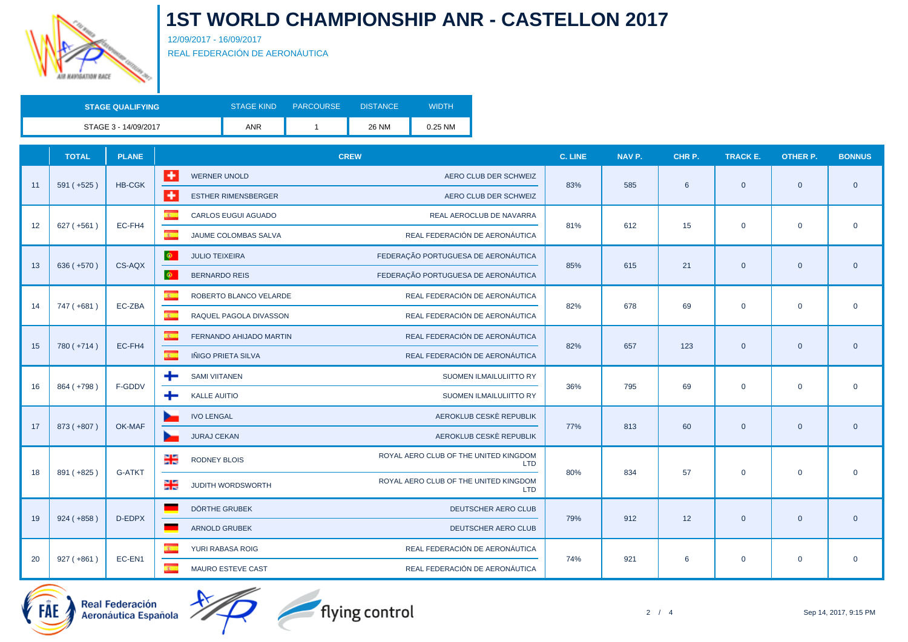# 1ST WORLD CHAMPIONSHIP ANR - CASTELLON 2017

12/09/2017 - 16/09/2017

REAL FEDERACIÓN DE AERONÁUTICA

| STAGE QUALIFYING | STAGE KIND | PARCOURSE | DISTANCE | WIDTH |
|---|---|---|---|---|
| STAGE 3 - 14/09/2017 | ANR | 1 | 26 NM | 0.25 NM |

| | TOTAL | PLANE | CREW | | C. LINE | NAV P. | CHR P. | TRACK E. | OTHER P. | BONNUS |
|---|---|---|---|---|---|---|---|---|---|---|
| 11 | 591 ( +525 ) | HB-CGK | WERNER UNOLD | AERO CLUB DER SCHWEIZ | 83% | 585 | 6 | 0 | 0 | 0 |
| | | | ESTHER RIMENSBERGER | AERO CLUB DER SCHWEIZ | | | | | | |
| 12 | 627 ( +561 ) | EC-FH4 | CARLOS EUGUI AGUADO | REAL AEROCLUB DE NAVARRA | 81% | 612 | 15 | 0 | 0 | 0 |
| | | | JAUME COLOMBAS SALVA | REAL FEDERACIÓN DE AERONÁUTICA | | | | | | |
| 13 | 636 ( +570 ) | CS-AQX | JULIO TEIXEIRA | FEDERAÇÃO PORTUGUESA DE AERONÁUTICA | 85% | 615 | 21 | 0 | 0 | 0 |
| | | | BERNARDO REIS | FEDERAÇÃO PORTUGUESA DE AERONÁUTICA | | | | | | |
| 14 | 747 ( +681 ) | EC-ZBA | ROBERTO BLANCO VELARDE | REAL FEDERACIÓN DE AERONÁUTICA | 82% | 678 | 69 | 0 | 0 | 0 |
| | | | RAQUEL PAGOLA DIVASSON | REAL FEDERACIÓN DE AERONÁUTICA | | | | | | |
| 15 | 780 ( +714 ) | EC-FH4 | FERNANDO AHIJADO MARTIN | REAL FEDERACIÓN DE AERONÁUTICA | 82% | 657 | 123 | 0 | 0 | 0 |
| | | | IÑIGO PRIETA SILVA | REAL FEDERACIÓN DE AERONÁUTICA | | | | | | |
| 16 | 864 ( +798 ) | F-GDDV | SAMI VIITANEN | SUOMEN ILMAILULIITTO RY | 36% | 795 | 69 | 0 | 0 | 0 |
| | | | KALLE AUITIO | SUOMEN ILMAILULIITTO RY | | | | | | |
| 17 | 873 ( +807 ) | OK-MAF | IVO LENGAL | AEROKLUB CESKÉ REPUBLIK | 77% | 813 | 60 | 0 | 0 | 0 |
| | | | JURAJ CEKAN | AEROKLUB CESKÉ REPUBLIK | | | | | | |
| 18 | 891 ( +825 ) | G-ATKT | RODNEY BLOIS | ROYAL AERO CLUB OF THE UNITED KINGDOM LTD | 80% | 834 | 57 | 0 | 0 | 0 |
| | | | JUDITH WORDSWORTH | ROYAL AERO CLUB OF THE UNITED KINGDOM LTD | | | | | | |
| 19 | 924 ( +858 ) | D-EDPX | DÖRTHE GRUBEK | DEUTSCHER AERO CLUB | 79% | 912 | 12 | 0 | 0 | 0 |
| | | | ARNOLD GRUBEK | DEUTSCHER AERO CLUB | | | | | | |
| 20 | 927 ( +861 ) | EC-EN1 | YURI RABASA ROIG | REAL FEDERACIÓN DE AERONÁUTICA | 74% | 921 | 6 | 0 | 0 | 0 |
| | | | MAURO ESTEVE CAST | REAL FEDERACIÓN DE AERONÁUTICA | | | | | | |

Real Federación Aeronáutica Española

flying control

Sep 14, 2017, 9:15 PM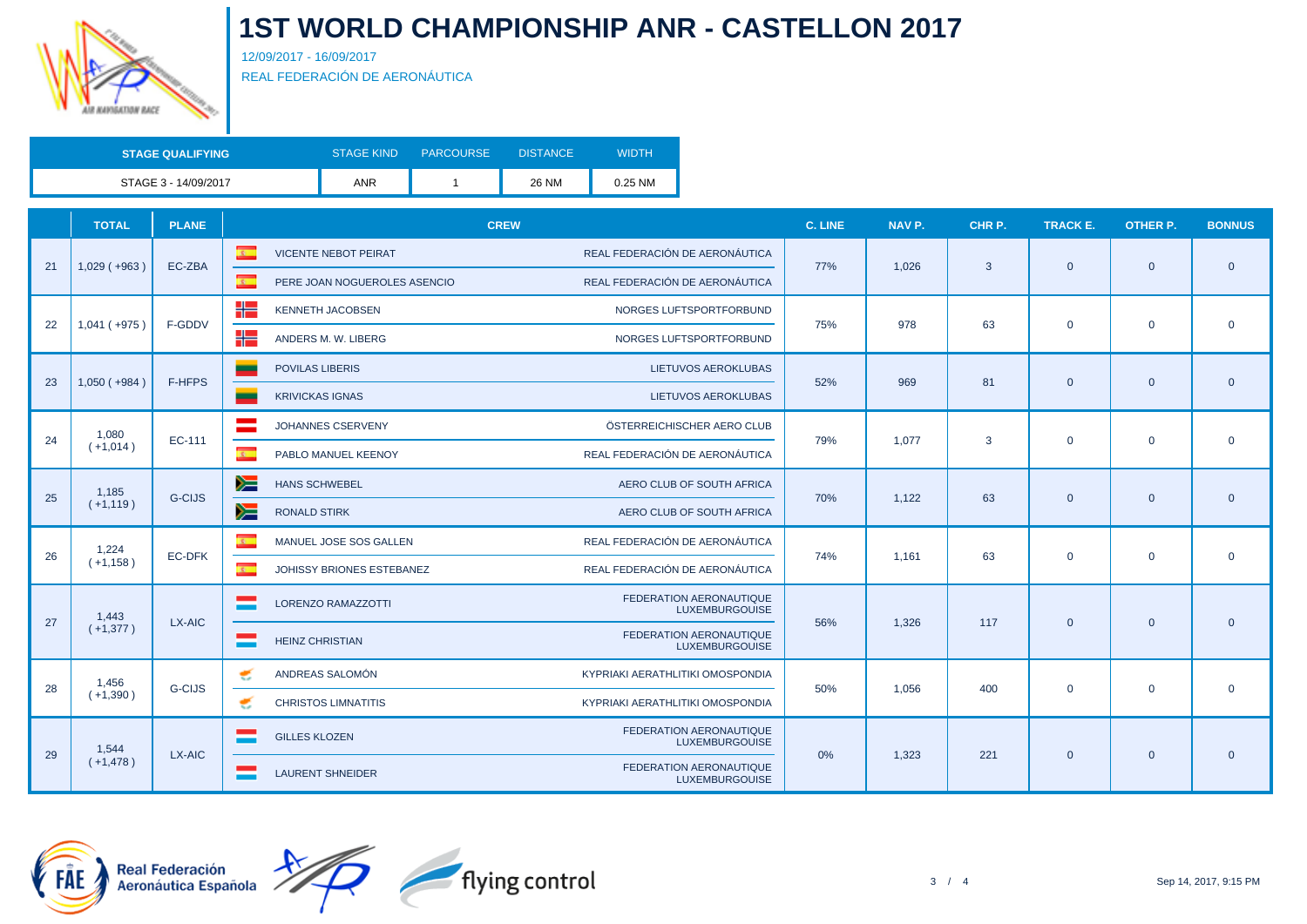# 1ST WORLD CHAMPIONSHIP ANR - CASTELLON 2017

12/09/2017 - 16/09/2017

REAL FEDERACIÓN DE AERONÁUTICA

| STAGE QUALIFYING | STAGE KIND | PARCOURSE | DISTANCE | WIDTH |
|---|---|---|---|---|
| STAGE 3 - 14/09/2017 | ANR | 1 | 26 NM | 0.25 NM |

| | TOTAL | PLANE | CREW | | C. LINE | NAV P. | CHR P. | TRACK E. | OTHER P. | BONNUS |
|---|---|---|---|---|---|---|---|---|---|---|
| 21 | 1,029 ( +963 ) | EC-ZBA | VICENTE NEBOT PEIRAT | REAL FEDERACIÓN DE AERONÁUTICA | 77% | 1,026 | 3 | 0 | 0 | 0 |
| | | | PERE JOAN NOGUEROLES ASENCIO | REAL FEDERACIÓN DE AERONÁUTICA | | | | | | |
| 22 | 1,041 ( +975 ) | F-GDDV | KENNETH JACOBSEN | NORGES LUFTSPORTFORBUND | 75% | 978 | 63 | 0 | 0 | 0 |
| | | | ANDERS M. W. LIBERG | NORGES LUFTSPORTFORBUND | | | | | | |
| 23 | 1,050 ( +984 ) | F-HFPS | POVILAS LIBERIS | LIETUVOS AEROKLUBAS | 52% | 969 | 81 | 0 | 0 | 0 |
| | | | KRIVICKAS IGNAS | LIETUVOS AEROKLUBAS | | | | | | |
| 24 | 1,080 ( +1,014 ) | EC-111 | JOHANNES CSERVENY | ÖSTERREICHISCHER AERO CLUB | 79% | 1,077 | 3 | 0 | 0 | 0 |
| | | | PABLO MANUEL KEENOY | REAL FEDERACIÓN DE AERONÁUTICA | | | | | | |
| 25 | 1,185 ( +1,119 ) | G-CIJS | HANS SCHWEBEL | AERO CLUB OF SOUTH AFRICA | 70% | 1,122 | 63 | 0 | 0 | 0 |
| | | | RONALD STIRK | AERO CLUB OF SOUTH AFRICA | | | | | | |
| 26 | 1,224 ( +1,158 ) | EC-DFK | MANUEL JOSE SOS GALLEN | REAL FEDERACIÓN DE AERONÁUTICA | 74% | 1,161 | 63 | 0 | 0 | 0 |
| | | | JOHISSY BRIONES ESTEBANEZ | REAL FEDERACIÓN DE AERONÁUTICA | | | | | | |
| 27 | 1,443 ( +1,377 ) | LX-AIC | LORENZO RAMAZZOTTI | FEDERATION AERONAUTIQUE LUXEMBURGOUISE | 56% | 1,326 | 117 | 0 | 0 | 0 |
| | | | HEINZ CHRISTIAN | FEDERATION AERONAUTIQUE LUXEMBURGOUISE | | | | | | |
| 28 | 1,456 ( +1,390 ) | G-CIJS | ANDREAS SALOMÓN | KYPRIAKI AERATHLITIKI OMOSPONDIA | 50% | 1,056 | 400 | 0 | 0 | 0 |
| | | | CHRISTOS LIMNATITIS | KYPRIAKI AERATHLITIKI OMOSPONDIA | | | | | | |
| 29 | 1,544 ( +1,478 ) | LX-AIC | GILLES KLOZEN | FEDERATION AERONAUTIQUE LUXEMBURGOUISE | 0% | 1,323 | 221 | 0 | 0 | 0 |
| | | | LAURENT SHNEIDER | FEDERATION AERONAUTIQUE LUXEMBURGOUISE | | | | | | |

Real Federación Aeronáutica Española

flying control

Sep 14, 2017, 9:15 PM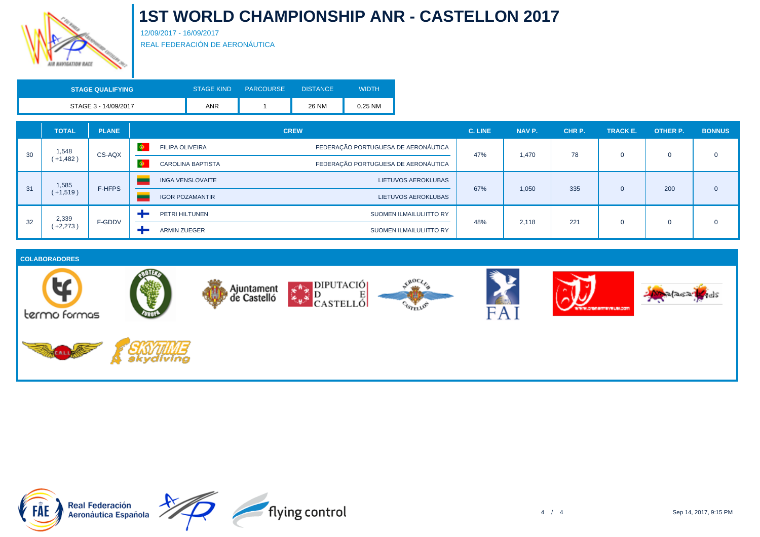# 1ST WORLD CHAMPIONSHIP ANR - CASTELLON 2017

12/09/2017 - 16/09/2017

REAL FEDERACIÓN DE AERONÁUTICA

| STAGE QUALIFYING | STAGE KIND | PARCOURSE | DISTANCE | WIDTH |
|---|---|---|---|---|
| STAGE 3 - 14/09/2017 | ANR | 1 | 26 NM | 0.25 NM |

| | TOTAL | PLANE | CREW | | C. LINE | NAV P. | CHR P. | TRACK E. | OTHER P. | BONNUS |
|---|---|---|---|---|---|---|---|---|---|---|
| 30 | 1,548 ( +1,482 ) | CS-AQX | FILIPA OLIVEIRA | FEDERAÇÃO PORTUGUESA DE AERONÁUTICA | 47% | 1,470 | 78 | 0 | 0 | 0 |
| | | | CAROLINA BAPTISTA | FEDERAÇÃO PORTUGUESA DE AERONÁUTICA | | | | | | |
| 31 | 1,585 ( +1,519 ) | F-HFPS | INGA VENSLOVAITE | LIETUVOS AEROKLUBAS | 67% | 1,050 | 335 | 0 | 200 | 0 |
| | | | IGOR POZAMANTIR | LIETUVOS AEROKLUBAS | | | | | | |
| 32 | 2,339 ( +2,273 ) | F-GDDV | PETRI HILTUNEN | SUOMEN ILMAILULIITTO RY | 48% | 2,118 | 221 | 0 | 0 | 0 |
| | | | ARMIN ZUEGER | SUOMEN ILMAILULIITTO RY | | | | | | |

## COLABORADORES

Sep 14, 2017, 9:15 PM